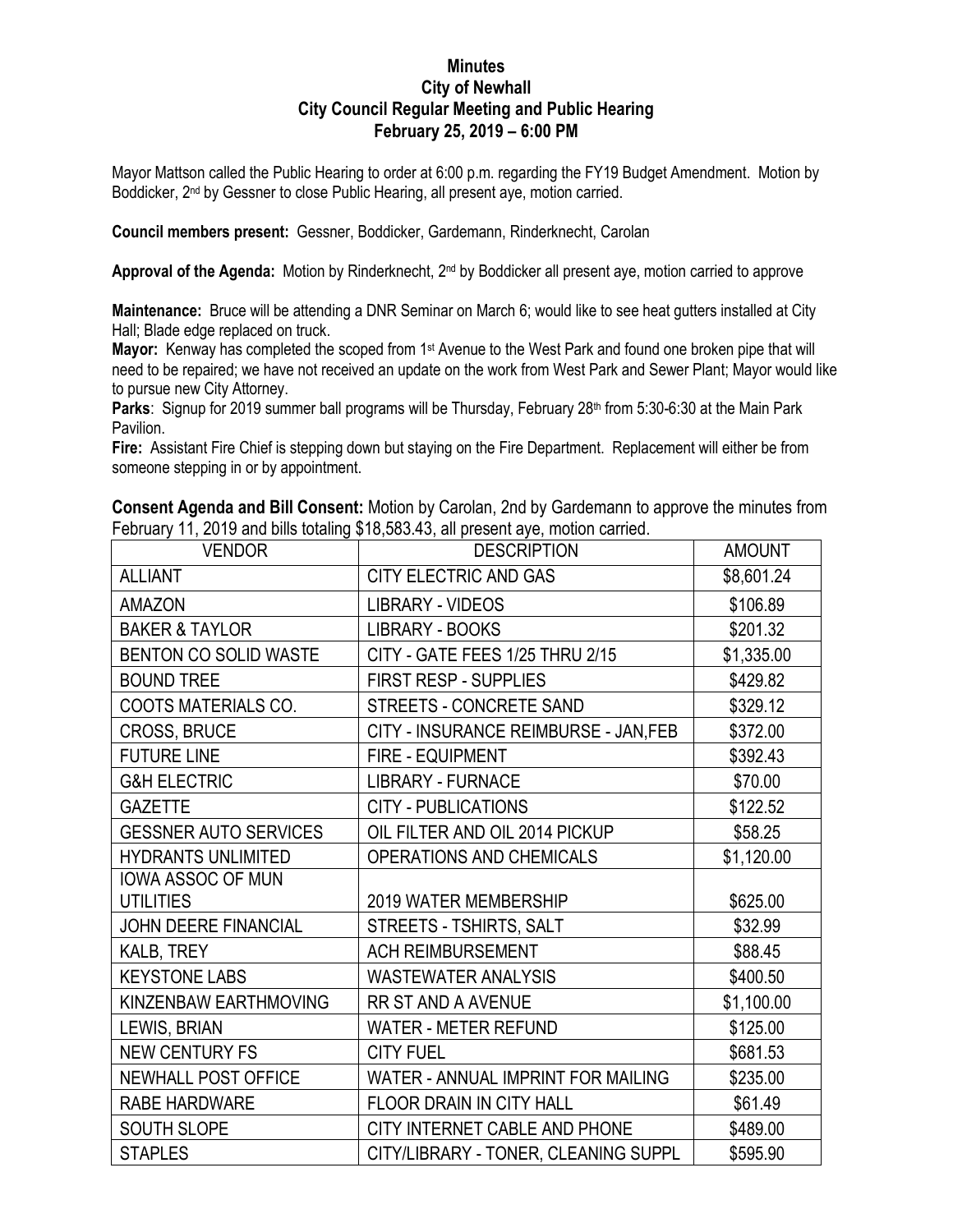**Minutes**
**City of Newhall**
**City Council Regular Meeting and Public Hearing**
**February 25, 2019 – 6:00 PM**

Mayor Mattson called the Public Hearing to order at 6:00 p.m. regarding the FY19 Budget Amendment. Motion by Boddicker, 2nd by Gessner to close Public Hearing, all present aye, motion carried.

**Council members present:** Gessner, Boddicker, Gardemann, Rinderknecht, Carolan

**Approval of the Agenda:** Motion by Rinderknecht, 2nd by Boddicker all present aye, motion carried to approve

**Maintenance:** Bruce will be attending a DNR Seminar on March 6; would like to see heat gutters installed at City Hall; Blade edge replaced on truck.
**Mayor:** Kenway has completed the scoped from 1st Avenue to the West Park and found one broken pipe that will need to be repaired; we have not received an update on the work from West Park and Sewer Plant; Mayor would like to pursue new City Attorney.
**Parks**: Signup for 2019 summer ball programs will be Thursday, February 28th from 5:30-6:30 at the Main Park Pavilion.
**Fire:** Assistant Fire Chief is stepping down but staying on the Fire Department. Replacement will either be from someone stepping in or by appointment.

**Consent Agenda and Bill Consent:** Motion by Carolan, 2nd by Gardemann to approve the minutes from February 11, 2019 and bills totaling $18,583.43, all present aye, motion carried.

| VENDOR | DESCRIPTION | AMOUNT |
|---|---|---|
| ALLIANT | CITY ELECTRIC AND GAS | $8,601.24 |
| AMAZON | LIBRARY - VIDEOS | $106.89 |
| BAKER & TAYLOR | LIBRARY - BOOKS | $201.32 |
| BENTON CO SOLID WASTE | CITY - GATE FEES 1/25 THRU 2/15 | $1,335.00 |
| BOUND TREE | FIRST RESP - SUPPLIES | $429.82 |
| COOTS MATERIALS CO. | STREETS - CONCRETE SAND | $329.12 |
| CROSS, BRUCE | CITY - INSURANCE REIMBURSE - JAN,FEB | $372.00 |
| FUTURE LINE | FIRE - EQUIPMENT | $392.43 |
| G&H ELECTRIC | LIBRARY - FURNACE | $70.00 |
| GAZETTE | CITY - PUBLICATIONS | $122.52 |
| GESSNER AUTO SERVICES | OIL FILTER AND OIL 2014 PICKUP | $58.25 |
| HYDRANTS UNLIMITED | OPERATIONS AND CHEMICALS | $1,120.00 |
| IOWA ASSOC OF MUN UTILITIES | 2019 WATER MEMBERSHIP | $625.00 |
| JOHN DEERE FINANCIAL | STREETS - TSHIRTS, SALT | $32.99 |
| KALB, TREY | ACH REIMBURSEMENT | $88.45 |
| KEYSTONE LABS | WASTEWATER ANALYSIS | $400.50 |
| KINZENBAW EARTHMOVING | RR ST AND A AVENUE | $1,100.00 |
| LEWIS, BRIAN | WATER - METER REFUND | $125.00 |
| NEW CENTURY FS | CITY FUEL | $681.53 |
| NEWHALL POST OFFICE | WATER - ANNUAL IMPRINT FOR MAILING | $235.00 |
| RABE HARDWARE | FLOOR DRAIN IN CITY HALL | $61.49 |
| SOUTH SLOPE | CITY INTERNET CABLE AND PHONE | $489.00 |
| STAPLES | CITY/LIBRARY - TONER, CLEANING SUPPL | $595.90 |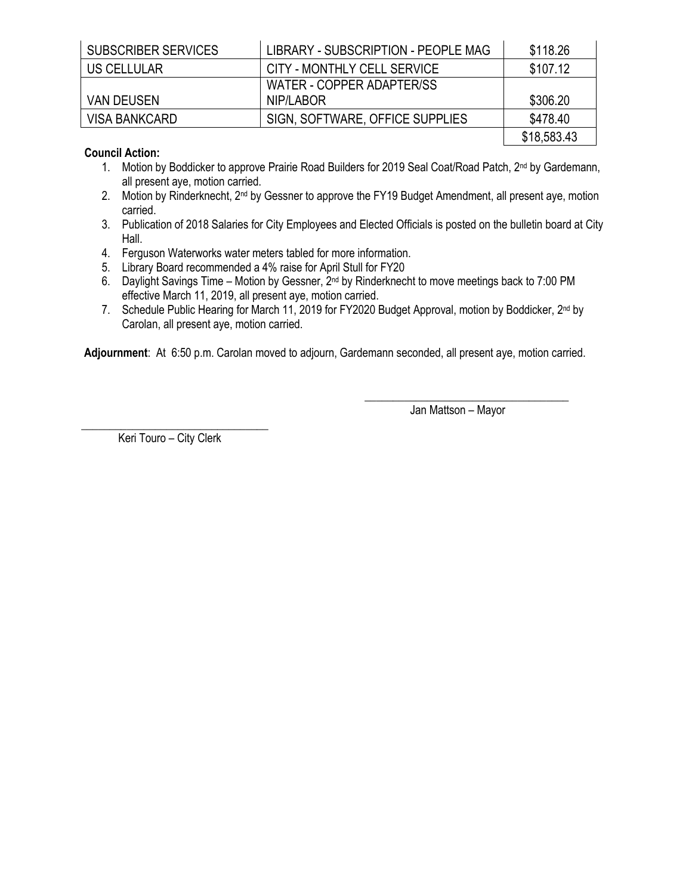| | | |
|---|---|---|
| SUBSCRIBER SERVICES | LIBRARY - SUBSCRIPTION - PEOPLE MAG | $118.26 |
| US CELLULAR | CITY - MONTHLY CELL SERVICE | $107.12 |
| VAN DEUSEN | WATER - COPPER ADAPTER/SS NIP/LABOR | $306.20 |
| VISA BANKCARD | SIGN, SOFTWARE, OFFICE SUPPLIES | $478.40 |
| | | $18,583.43 |

**Council Action:**

1. Motion by Boddicker to approve Prairie Road Builders for 2019 Seal Coat/Road Patch, 2nd by Gardemann, all present aye, motion carried.
2. Motion by Rinderknecht, 2nd by Gessner to approve the FY19 Budget Amendment, all present aye, motion carried.
3. Publication of 2018 Salaries for City Employees and Elected Officials is posted on the bulletin board at City Hall.
4. Ferguson Waterworks water meters tabled for more information.
5. Library Board recommended a 4% raise for April Stull for FY20
6. Daylight Savings Time – Motion by Gessner, 2nd by Rinderknecht to move meetings back to 7:00 PM effective March 11, 2019, all present aye, motion carried.
7. Schedule Public Hearing for March 11, 2019 for FY2020 Budget Approval, motion by Boddicker, 2nd by Carolan, all present aye, motion carried.

**Adjournment**: At 6:50 p.m. Carolan moved to adjourn, Gardemann seconded, all present aye, motion carried.

\_\_\_\_\_\_\_\_\_\_\_\_\_\_\_\_\_\_\_\_\_\_\_\_\_\_\_\_\_\_\_\_\_\_\_\_

Jan Mattson – Mayor

\_\_\_\_\_\_\_\_\_\_\_\_\_\_\_\_\_\_\_\_\_\_\_\_\_\_\_\_\_\_\_\_\_\_\_\_

Keri Touro – City Clerk